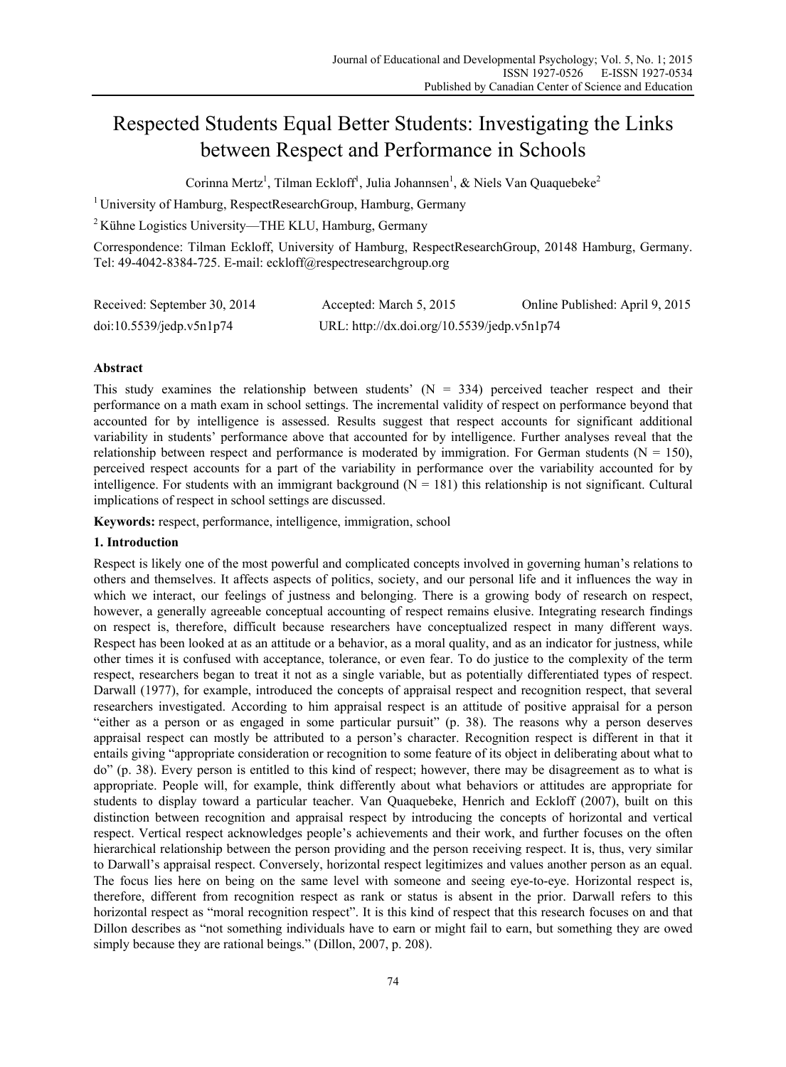# Respected Students Equal Better Students: Investigating the Links between Respect and Performance in Schools

Corinna Mertz[1], Tilman Eckloff[1], Julia Johannsen[1], & Niels Van Quaquebeke[2]

[1] University of Hamburg, RespectResearchGroup, Hamburg, Germany

[2] Kühne Logistics University—THE KLU, Hamburg, Germany

Correspondence: Tilman Eckloff, University of Hamburg, RespectResearchGroup, 20148 Hamburg, Germany. Tel: 49-4042-8384-725. E-mail: eckloff@respectresearchgroup.org

Received: September 30, 2014 Accepted: March 5, 2015 Online Published: April 9, 2015

doi:10.5539/jedp.v5n1p74 URL: http://dx.doi.org/10.5539/jedp.v5n1p74

## Abstract

This study examines the relationship between students' (N = 334) perceived teacher respect and their performance on a math exam in school settings. The incremental validity of respect on performance beyond that accounted for by intelligence is assessed. Results suggest that respect accounts for significant additional variability in students' performance above that accounted for by intelligence. Further analyses reveal that the relationship between respect and performance is moderated by immigration. For German students (N = 150), perceived respect accounts for a part of the variability in performance over the variability accounted for by intelligence. For students with an immigrant background (N = 181) this relationship is not significant. Cultural implications of respect in school settings are discussed.

**Keywords:** respect, performance, intelligence, immigration, school

## 1. Introduction

Respect is likely one of the most powerful and complicated concepts involved in governing human's relations to others and themselves. It affects aspects of politics, society, and our personal life and it influences the way in which we interact, our feelings of justness and belonging. There is a growing body of research on respect, however, a generally agreeable conceptual accounting of respect remains elusive. Integrating research findings on respect is, therefore, difficult because researchers have conceptualized respect in many different ways. Respect has been looked at as an attitude or a behavior, as a moral quality, and as an indicator for justness, while other times it is confused with acceptance, tolerance, or even fear. To do justice to the complexity of the term respect, researchers began to treat it not as a single variable, but as potentially differentiated types of respect. Darwall (1977), for example, introduced the concepts of appraisal respect and recognition respect, that several researchers investigated. According to him appraisal respect is an attitude of positive appraisal for a person "either as a person or as engaged in some particular pursuit" (p. 38). The reasons why a person deserves appraisal respect can mostly be attributed to a person's character. Recognition respect is different in that it entails giving "appropriate consideration or recognition to some feature of its object in deliberating about what to do" (p. 38). Every person is entitled to this kind of respect; however, there may be disagreement as to what is appropriate. People will, for example, think differently about what behaviors or attitudes are appropriate for students to display toward a particular teacher. Van Quaquebeke, Henrich and Eckloff (2007), built on this distinction between recognition and appraisal respect by introducing the concepts of horizontal and vertical respect. Vertical respect acknowledges people's achievements and their work, and further focuses on the often hierarchical relationship between the person providing and the person receiving respect. It is, thus, very similar to Darwall's appraisal respect. Conversely, horizontal respect legitimizes and values another person as an equal. The focus lies here on being on the same level with someone and seeing eye-to-eye. Horizontal respect is, therefore, different from recognition respect as rank or status is absent in the prior. Darwall refers to this horizontal respect as "moral recognition respect". It is this kind of respect that this research focuses on and that Dillon describes as "not something individuals have to earn or might fail to earn, but something they are owed simply because they are rational beings." (Dillon, 2007, p. 208).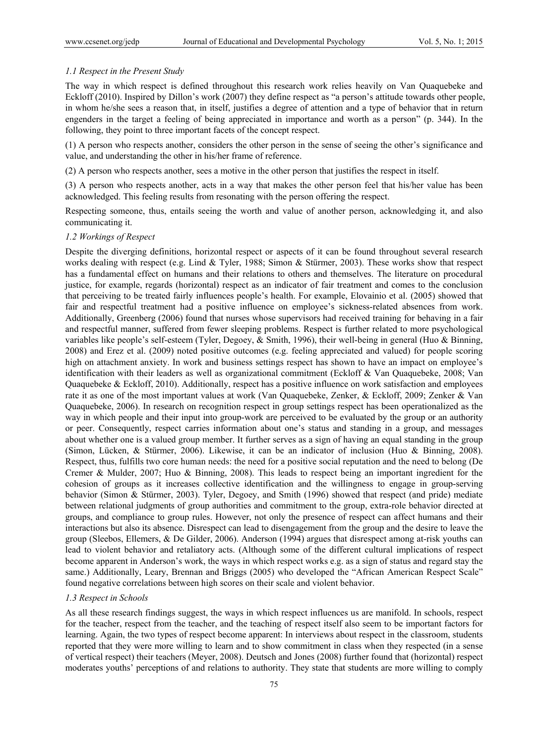### *1.1 Respect in the Present Study*

The way in which respect is defined throughout this research work relies heavily on Van Quaquebeke and Eckloff (2010). Inspired by Dillon's work (2007) they define respect as "a person's attitude towards other people, in whom he/she sees a reason that, in itself, justifies a degree of attention and a type of behavior that in return engenders in the target a feeling of being appreciated in importance and worth as a person" (p. 344). In the following, they point to three important facets of the concept respect.

(1) A person who respects another, considers the other person in the sense of seeing the other's significance and value, and understanding the other in his/her frame of reference.

(2) A person who respects another, sees a motive in the other person that justifies the respect in itself.

(3) A person who respects another, acts in a way that makes the other person feel that his/her value has been acknowledged. This feeling results from resonating with the person offering the respect.

Respecting someone, thus, entails seeing the worth and value of another person, acknowledging it, and also communicating it.

### *1.2 Workings of Respect*

Despite the diverging definitions, horizontal respect or aspects of it can be found throughout several research works dealing with respect (e.g. Lind & Tyler, 1988; Simon & Stürmer, 2003). These works show that respect has a fundamental effect on humans and their relations to others and themselves. The literature on procedural justice, for example, regards (horizontal) respect as an indicator of fair treatment and comes to the conclusion that perceiving to be treated fairly influences people's health. For example, Elovainio et al. (2005) showed that fair and respectful treatment had a positive influence on employee's sickness-related absences from work. Additionally, Greenberg (2006) found that nurses whose supervisors had received training for behaving in a fair and respectful manner, suffered from fewer sleeping problems. Respect is further related to more psychological variables like people's self-esteem (Tyler, Degoey, & Smith, 1996), their well-being in general (Huo & Binning, 2008) and Erez et al. (2009) noted positive outcomes (e.g. feeling appreciated and valued) for people scoring high on attachment anxiety. In work and business settings respect has shown to have an impact on employee's identification with their leaders as well as organizational commitment (Eckloff & Van Quaquebeke, 2008; Van Quaquebeke & Eckloff, 2010). Additionally, respect has a positive influence on work satisfaction and employees rate it as one of the most important values at work (Van Quaquebeke, Zenker, & Eckloff, 2009; Zenker & Van Quaquebeke, 2006). In research on recognition respect in group settings respect has been operationalized as the way in which people and their input into group-work are perceived to be evaluated by the group or an authority or peer. Consequently, respect carries information about one's status and standing in a group, and messages about whether one is a valued group member. It further serves as a sign of having an equal standing in the group (Simon, Lücken, & Stürmer, 2006). Likewise, it can be an indicator of inclusion (Huo & Binning, 2008). Respect, thus, fulfills two core human needs: the need for a positive social reputation and the need to belong (De Cremer & Mulder, 2007; Huo & Binning, 2008). This leads to respect being an important ingredient for the cohesion of groups as it increases collective identification and the willingness to engage in group-serving behavior (Simon & Stürmer, 2003). Tyler, Degoey, and Smith (1996) showed that respect (and pride) mediate between relational judgments of group authorities and commitment to the group, extra-role behavior directed at groups, and compliance to group rules. However, not only the presence of respect can affect humans and their interactions but also its absence. Disrespect can lead to disengagement from the group and the desire to leave the group (Sleebos, Ellemers, & De Gilder, 2006). Anderson (1994) argues that disrespect among at-risk youths can lead to violent behavior and retaliatory acts. (Although some of the different cultural implications of respect become apparent in Anderson's work, the ways in which respect works e.g. as a sign of status and regard stay the same.) Additionally, Leary, Brennan and Briggs (2005) who developed the "African American Respect Scale" found negative correlations between high scores on their scale and violent behavior.

### *1.3 Respect in Schools*

As all these research findings suggest, the ways in which respect influences us are manifold. In schools, respect for the teacher, respect from the teacher, and the teaching of respect itself also seem to be important factors for learning. Again, the two types of respect become apparent: In interviews about respect in the classroom, students reported that they were more willing to learn and to show commitment in class when they respected (in a sense of vertical respect) their teachers (Meyer, 2008). Deutsch and Jones (2008) further found that (horizontal) respect moderates youths' perceptions of and relations to authority. They state that students are more willing to comply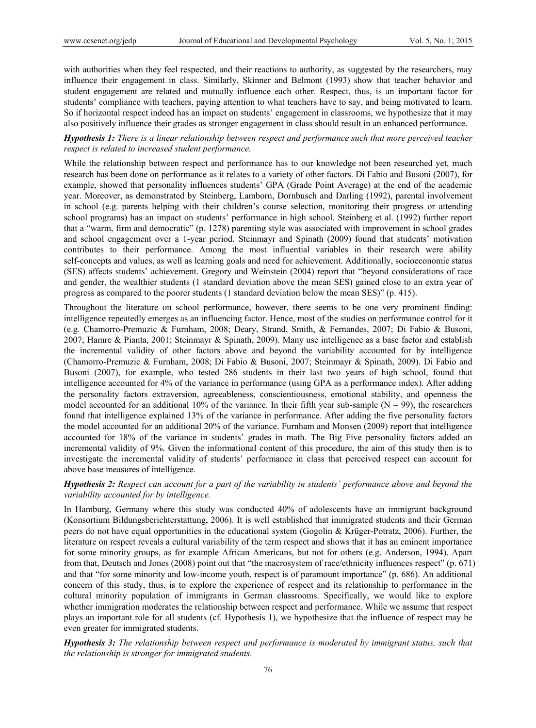with authorities when they feel respected, and their reactions to authority, as suggested by the researchers, may influence their engagement in class. Similarly, Skinner and Belmont (1993) show that teacher behavior and student engagement are related and mutually influence each other. Respect, thus, is an important factor for students' compliance with teachers, paying attention to what teachers have to say, and being motivated to learn. So if horizontal respect indeed has an impact on students' engagement in classrooms, we hypothesize that it may also positively influence their grades as stronger engagement in class should result in an enhanced performance.

***Hypothesis 1:*** *There is a linear relationship between respect and performance such that more perceived teacher respect is related to increased student performance.*

While the relationship between respect and performance has to our knowledge not been researched yet, much research has been done on performance as it relates to a variety of other factors. Di Fabio and Busoni (2007), for example, showed that personality influences students' GPA (Grade Point Average) at the end of the academic year. Moreover, as demonstrated by Steinberg, Lamborn, Dornbusch and Darling (1992), parental involvement in school (e.g. parents helping with their children's course selection, monitoring their progress or attending school programs) has an impact on students' performance in high school. Steinberg et al. (1992) further report that a "warm, firm and democratic" (p. 1278) parenting style was associated with improvement in school grades and school engagement over a 1-year period. Steinmayr and Spinath (2009) found that students' motivation contributes to their performance. Among the most influential variables in their research were ability self-concepts and values, as well as learning goals and need for achievement. Additionally, socioeconomic status (SES) affects students' achievement. Gregory and Weinstein (2004) report that "beyond considerations of race and gender, the wealthier students (1 standard deviation above the mean SES) gained close to an extra year of progress as compared to the poorer students (1 standard deviation below the mean SES)" (p. 415).

Throughout the literature on school performance, however, there seems to be one very prominent finding: intelligence repeatedly emerges as an influencing factor. Hence, most of the studies on performance control for it (e.g. Chamorro-Premuzic & Furnham, 2008; Deary, Strand, Smith, & Fernandes, 2007; Di Fabio & Busoni, 2007; Hamre & Pianta, 2001; Steinmayr & Spinath, 2009). Many use intelligence as a base factor and establish the incremental validity of other factors above and beyond the variability accounted for by intelligence (Chamorro-Premuzic & Furnham, 2008; Di Fabio & Busoni, 2007; Steinmayr & Spinath, 2009). Di Fabio and Busoni (2007), for example, who tested 286 students in their last two years of high school, found that intelligence accounted for 4% of the variance in performance (using GPA as a performance index). After adding the personality factors extraversion, agreeableness, conscientiousness, emotional stability, and openness the model accounted for an additional 10% of the variance. In their fifth year sub-sample ($N = 99$), the researchers found that intelligence explained 13% of the variance in performance. After adding the five personality factors the model accounted for an additional 20% of the variance. Furnham and Monsen (2009) report that intelligence accounted for 18% of the variance in students' grades in math. The Big Five personality factors added an incremental validity of 9%. Given the informational content of this procedure, the aim of this study then is to investigate the incremental validity of students' performance in class that perceived respect can account for above base measures of intelligence.

***Hypothesis 2:*** *Respect can account for a part of the variability in students' performance above and beyond the variability accounted for by intelligence.*

In Hamburg, Germany where this study was conducted 40% of adolescents have an immigrant background (Konsortium Bildungsberichterstattung, 2006). It is well established that immigrated students and their German peers do not have equal opportunities in the educational system (Gogolin & Krüger-Potratz, 2006). Further, the literature on respect reveals a cultural variability of the term respect and shows that it has an eminent importance for some minority groups, as for example African Americans, but not for others (e.g. Anderson, 1994). Apart from that, Deutsch and Jones (2008) point out that "the macrosystem of race/ethnicity influences respect" (p. 671) and that "for some minority and low-income youth, respect is of paramount importance" (p. 686). An additional concern of this study, thus, is to explore the experience of respect and its relationship to performance in the cultural minority population of immigrants in German classrooms. Specifically, we would like to explore whether immigration moderates the relationship between respect and performance. While we assume that respect plays an important role for all students (cf. Hypothesis 1), we hypothesize that the influence of respect may be even greater for immigrated students.

***Hypothesis 3:*** *The relationship between respect and performance is moderated by immigrant status, such that the relationship is stronger for immigrated students.*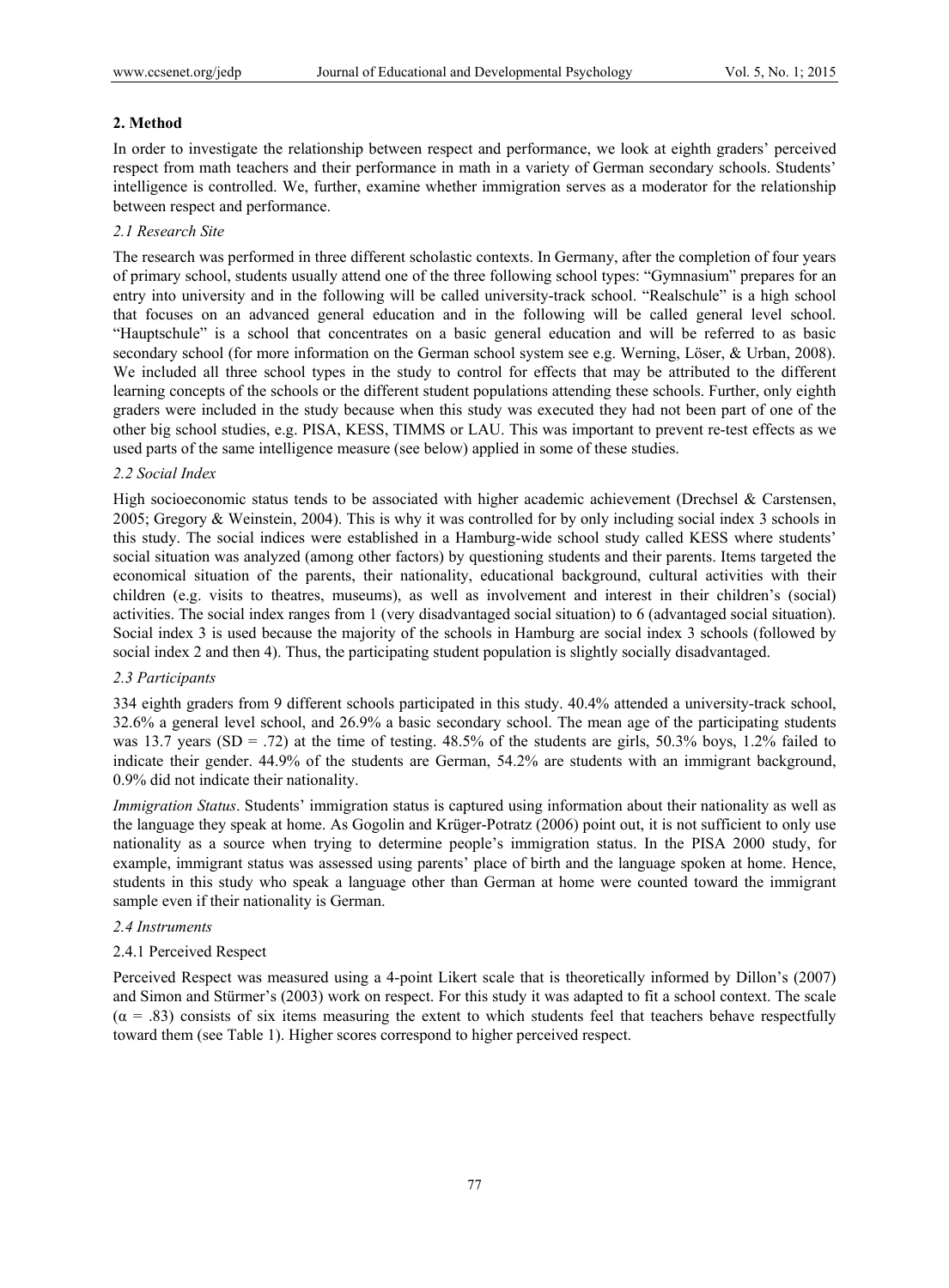## 2. Method

In order to investigate the relationship between respect and performance, we look at eighth graders' perceived respect from math teachers and their performance in math in a variety of German secondary schools. Students' intelligence is controlled. We, further, examine whether immigration serves as a moderator for the relationship between respect and performance.

### *2.1 Research Site*

The research was performed in three different scholastic contexts. In Germany, after the completion of four years of primary school, students usually attend one of the three following school types: "Gymnasium" prepares for an entry into university and in the following will be called university-track school. "Realschule" is a high school that focuses on an advanced general education and in the following will be called general level school. "Hauptschule" is a school that concentrates on a basic general education and will be referred to as basic secondary school (for more information on the German school system see e.g. Werning, Löser, & Urban, 2008). We included all three school types in the study to control for effects that may be attributed to the different learning concepts of the schools or the different student populations attending these schools. Further, only eighth graders were included in the study because when this study was executed they had not been part of one of the other big school studies, e.g. PISA, KESS, TIMMS or LAU. This was important to prevent re-test effects as we used parts of the same intelligence measure (see below) applied in some of these studies.

### *2.2 Social Index*

High socioeconomic status tends to be associated with higher academic achievement (Drechsel & Carstensen, 2005; Gregory & Weinstein, 2004). This is why it was controlled for by only including social index 3 schools in this study. The social indices were established in a Hamburg-wide school study called KESS where students' social situation was analyzed (among other factors) by questioning students and their parents. Items targeted the economical situation of the parents, their nationality, educational background, cultural activities with their children (e.g. visits to theatres, museums), as well as involvement and interest in their children's (social) activities. The social index ranges from 1 (very disadvantaged social situation) to 6 (advantaged social situation). Social index 3 is used because the majority of the schools in Hamburg are social index 3 schools (followed by social index 2 and then 4). Thus, the participating student population is slightly socially disadvantaged.

### *2.3 Participants*

334 eighth graders from 9 different schools participated in this study. 40.4% attended a university-track school, 32.6% a general level school, and 26.9% a basic secondary school. The mean age of the participating students was 13.7 years (SD = .72) at the time of testing. 48.5% of the students are girls, 50.3% boys, 1.2% failed to indicate their gender. 44.9% of the students are German, 54.2% are students with an immigrant background, 0.9% did not indicate their nationality.

*Immigration Status*. Students' immigration status is captured using information about their nationality as well as the language they speak at home. As Gogolin and Krüger-Potratz (2006) point out, it is not sufficient to only use nationality as a source when trying to determine people's immigration status. In the PISA 2000 study, for example, immigrant status was assessed using parents' place of birth and the language spoken at home. Hence, students in this study who speak a language other than German at home were counted toward the immigrant sample even if their nationality is German.

### *2.4 Instruments*

#### 2.4.1 Perceived Respect

Perceived Respect was measured using a 4-point Likert scale that is theoretically informed by Dillon's (2007) and Simon and Stürmer's (2003) work on respect. For this study it was adapted to fit a school context. The scale ($\alpha$ = .83) consists of six items measuring the extent to which students feel that teachers behave respectfully toward them (see Table 1). Higher scores correspond to higher perceived respect.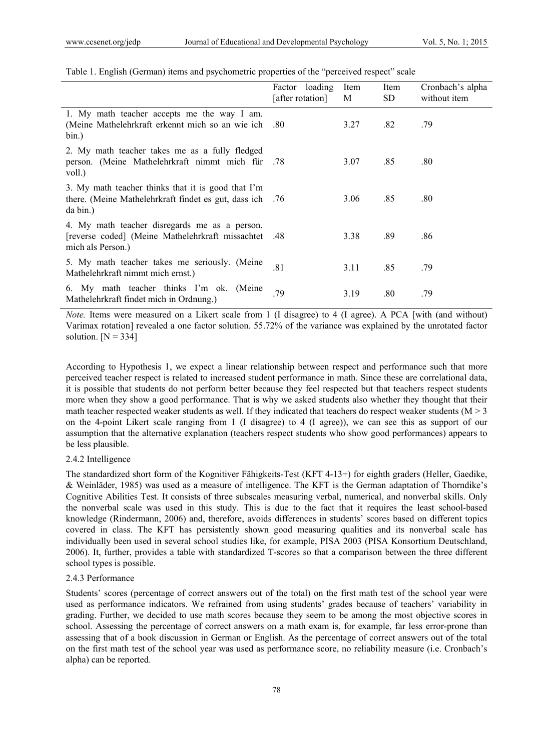Table 1. English (German) items and psychometric properties of the "perceived respect" scale

| | Factor loading [after rotation] | Item M | Item SD | Cronbach's alpha without item |
|---|---|---|---|---|
| 1. My math teacher accepts me the way I am. (Meine Mathelehrkraft erkennt mich so an wie ich bin.) | .80 | 3.27 | .82 | .79 |
| 2. My math teacher takes me as a fully fledged person. (Meine Mathelehrkraft nimmt mich für voll.) | .78 | 3.07 | .85 | .80 |
| 3. My math teacher thinks that it is good that I'm there. (Meine Mathelehrkraft findet es gut, dass ich da bin.) | .76 | 3.06 | .85 | .80 |
| 4. My math teacher disregards me as a person. [reverse coded] (Meine Mathelehrkraft missachtet mich als Person.) | .48 | 3.38 | .89 | .86 |
| 5. My math teacher takes me seriously. (Meine Mathelehrkraft nimmt mich ernst.) | .81 | 3.11 | .85 | .79 |
| 6. My math teacher thinks I'm ok. (Meine Mathelehrkraft findet mich in Ordnung.) | .79 | 3.19 | .80 | .79 |

*Note.* Items were measured on a Likert scale from 1 (I disagree) to 4 (I agree). A PCA [with (and without) Varimax rotation] revealed a one factor solution. 55.72% of the variance was explained by the unrotated factor solution. [N = 334]

According to Hypothesis 1, we expect a linear relationship between respect and performance such that more perceived teacher respect is related to increased student performance in math. Since these are correlational data, it is possible that students do not perform better because they feel respected but that teachers respect students more when they show a good performance. That is why we asked students also whether they thought that their math teacher respected weaker students as well. If they indicated that teachers do respect weaker students ($M > 3$ on the 4-point Likert scale ranging from 1 (I disagree) to 4 (I agree)), we can see this as support of our assumption that the alternative explanation (teachers respect students who show good performances) appears to be less plausible.

#### 2.4.2 Intelligence

The standardized short form of the Kognitiver Fähigkeits-Test (KFT 4-13+) for eighth graders (Heller, Gaedike, & Weinläder, 1985) was used as a measure of intelligence. The KFT is the German adaptation of Thorndike's Cognitive Abilities Test. It consists of three subscales measuring verbal, numerical, and nonverbal skills. Only the nonverbal scale was used in this study. This is due to the fact that it requires the least school-based knowledge (Rindermann, 2006) and, therefore, avoids differences in students' scores based on different topics covered in class. The KFT has persistently shown good measuring qualities and its nonverbal scale has individually been used in several school studies like, for example, PISA 2003 (PISA Konsortium Deutschland, 2006). It, further, provides a table with standardized T-scores so that a comparison between the three different school types is possible.

#### 2.4.3 Performance

Students' scores (percentage of correct answers out of the total) on the first math test of the school year were used as performance indicators. We refrained from using students' grades because of teachers' variability in grading. Further, we decided to use math scores because they seem to be among the most objective scores in school. Assessing the percentage of correct answers on a math exam is, for example, far less error-prone than assessing that of a book discussion in German or English. As the percentage of correct answers out of the total on the first math test of the school year was used as performance score, no reliability measure (i.e. Cronbach's alpha) can be reported.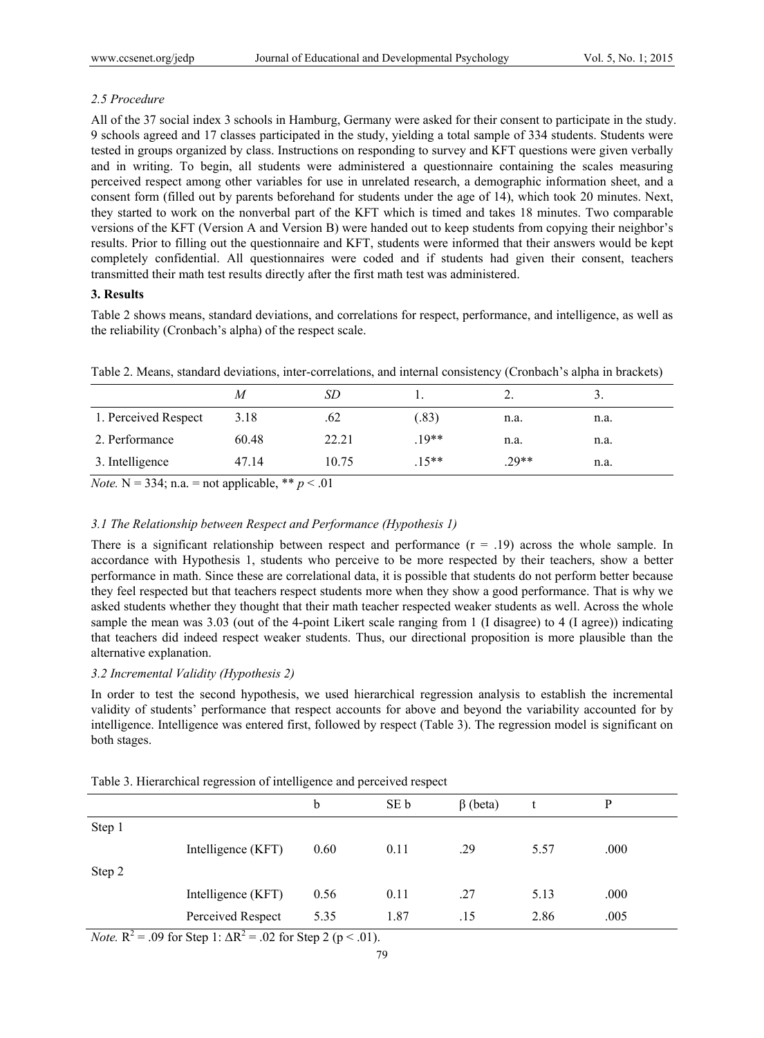### *2.5 Procedure*

All of the 37 social index 3 schools in Hamburg, Germany were asked for their consent to participate in the study. 9 schools agreed and 17 classes participated in the study, yielding a total sample of 334 students. Students were tested in groups organized by class. Instructions on responding to survey and KFT questions were given verbally and in writing. To begin, all students were administered a questionnaire containing the scales measuring perceived respect among other variables for use in unrelated research, a demographic information sheet, and a consent form (filled out by parents beforehand for students under the age of 14), which took 20 minutes. Next, they started to work on the nonverbal part of the KFT which is timed and takes 18 minutes. Two comparable versions of the KFT (Version A and Version B) were handed out to keep students from copying their neighbor's results. Prior to filling out the questionnaire and KFT, students were informed that their answers would be kept completely confidential. All questionnaires were coded and if students had given their consent, teachers transmitted their math test results directly after the first math test was administered.

## 3. Results

Table 2 shows means, standard deviations, and correlations for respect, performance, and intelligence, as well as the reliability (Cronbach's alpha) of the respect scale.

Table 2. Means, standard deviations, inter-correlations, and internal consistency (Cronbach's alpha in brackets)

| | *M* | *SD* | 1. | 2. | 3. |
|---|---|---|---|---|---|
| 1. Perceived Respect | 3.18 | .62 | (.83) | n.a. | n.a. |
| 2. Performance | 60.48 | 22.21 | .19** | n.a. | n.a. |
| 3. Intelligence | 47.14 | 10.75 | .15** | .29** | n.a. |

*Note.* N = 334; n.a. = not applicable, ** $p < .01$

### *3.1 The Relationship between Respect and Performance (Hypothesis 1)*

There is a significant relationship between respect and performance ($r = .19$) across the whole sample. In accordance with Hypothesis 1, students who perceive to be more respected by their teachers, show a better performance in math. Since these are correlational data, it is possible that students do not perform better because they feel respected but that teachers respect students more when they show a good performance. That is why we asked students whether they thought that their math teacher respected weaker students as well. Across the whole sample the mean was 3.03 (out of the 4-point Likert scale ranging from 1 (I disagree) to 4 (I agree)) indicating that teachers did indeed respect weaker students. Thus, our directional proposition is more plausible than the alternative explanation.

### *3.2 Incremental Validity (Hypothesis 2)*

In order to test the second hypothesis, we used hierarchical regression analysis to establish the incremental validity of students' performance that respect accounts for above and beyond the variability accounted for by intelligence. Intelligence was entered first, followed by respect (Table 3). The regression model is significant on both stages.

Table 3. Hierarchical regression of intelligence and perceived respect

| | | b | SE b | β (beta) | t | P |
|---|---|---|---|---|---|---|
| Step 1 | | | | | | |
| | Intelligence (KFT) | 0.60 | 0.11 | .29 | 5.57 | .000 |
| Step 2 | | | | | | |
| | Intelligence (KFT) | 0.56 | 0.11 | .27 | 5.13 | .000 |
| | Perceived Respect | 5.35 | 1.87 | .15 | 2.86 | .005 |

*Note.* $R^2 = .09$ for Step 1: $\Delta R^2 = .02$ for Step 2 ($p < .01$).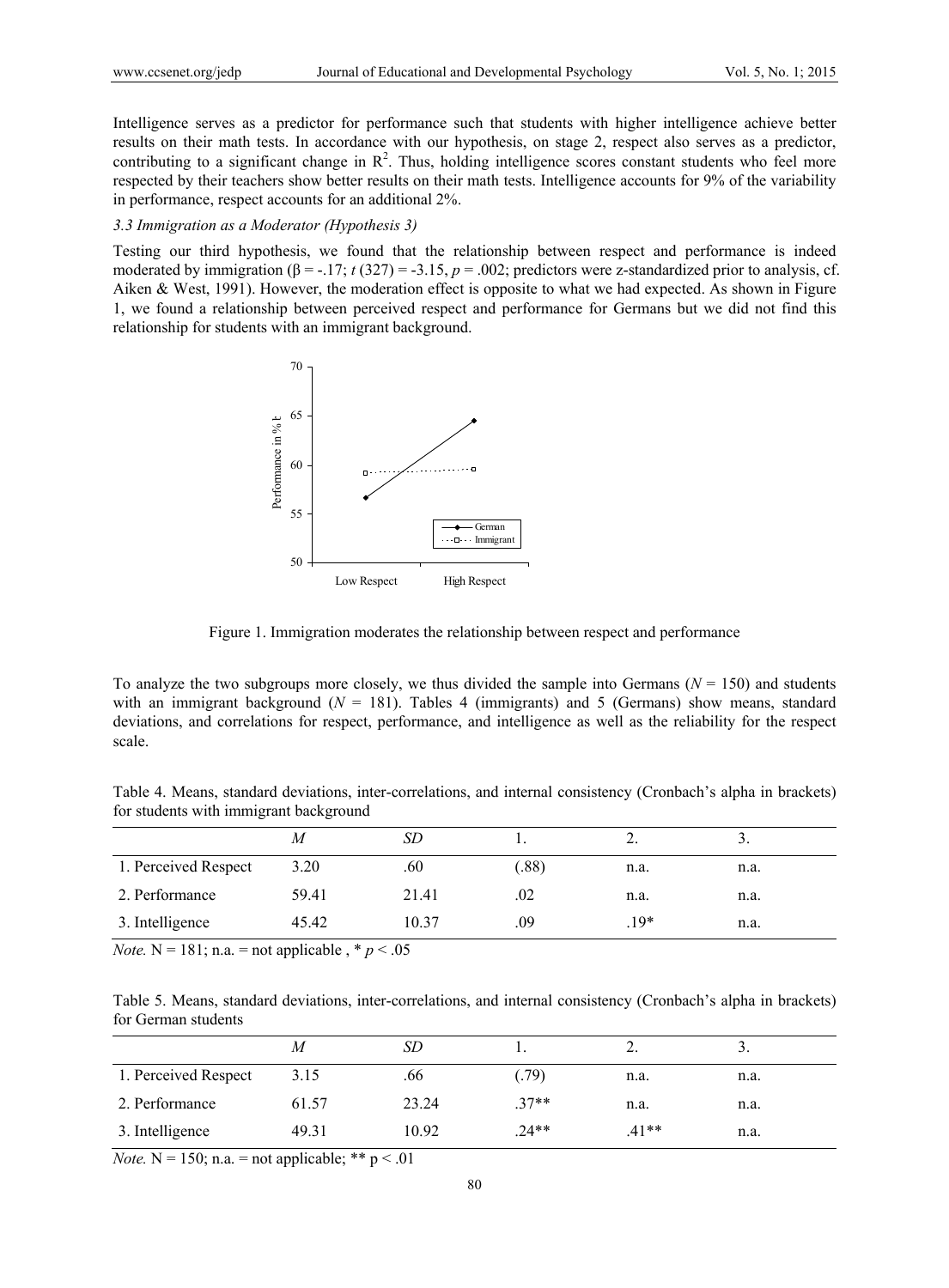Intelligence serves as a predictor for performance such that students with higher intelligence achieve better results on their math tests. In accordance with our hypothesis, on stage 2, respect also serves as a predictor, contributing to a significant change in $R^2$. Thus, holding intelligence scores constant students who feel more respected by their teachers show better results on their math tests. Intelligence accounts for 9% of the variability in performance, respect accounts for an additional 2%.

### 3.3 Immigration as a Moderator (Hypothesis 3)

Testing our third hypothesis, we found that the relationship between respect and performance is indeed moderated by immigration ($\beta = -.17$; $t\,(327) = -3.15$, $p = .002$; predictors were z-standardized prior to analysis, cf. Aiken & West, 1991). However, the moderation effect is opposite to what we had expected. As shown in Figure 1, we found a relationship between perceived respect and performance for Germans but we did not find this relationship for students with an immigrant background.

Figure 1. Immigration moderates the relationship between respect and performance

To analyze the two subgroups more closely, we thus divided the sample into Germans ($N = 150$) and students with an immigrant background ($N = 181$). Tables 4 (immigrants) and 5 (Germans) show means, standard deviations, and correlations for respect, performance, and intelligence as well as the reliability for the respect scale.

Table 4. Means, standard deviations, inter-correlations, and internal consistency (Cronbach's alpha in brackets) for students with immigrant background

| | *M* | *SD* | 1. | 2. | 3. |
|---|---|---|---|---|---|
| 1. Perceived Respect | 3.20 | .60 | (.88) | n.a. | n.a. |
| 2. Performance | 59.41 | 21.41 | .02 | n.a. | n.a. |
| 3. Intelligence | 45.42 | 10.37 | .09 | .19* | n.a. |

*Note.* N = 181; n.a. = not applicable , * $p < .05$

Table 5. Means, standard deviations, inter-correlations, and internal consistency (Cronbach's alpha in brackets) for German students

| | *M* | *SD* | 1. | 2. | 3. |
|---|---|---|---|---|---|
| 1. Perceived Respect | 3.15 | .66 | (.79) | n.a. | n.a. |
| 2. Performance | 61.57 | 23.24 | .37** | n.a. | n.a. |
| 3. Intelligence | 49.31 | 10.92 | .24** | .41** | n.a. |

*Note.* N = 150; n.a. = not applicable; ** $p < .01$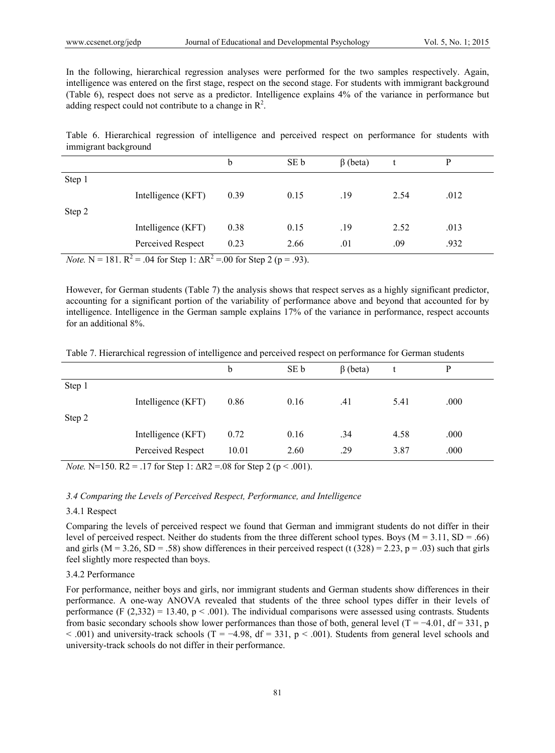In the following, hierarchical regression analyses were performed for the two samples respectively. Again, intelligence was entered on the first stage, respect on the second stage. For students with immigrant background (Table 6), respect does not serve as a predictor. Intelligence explains 4% of the variance in performance but adding respect could not contribute to a change in $R^2$.

Table 6. Hierarchical regression of intelligence and perceived respect on performance for students with immigrant background

| | | b | SE b | β (beta) | t | P |
|---|---|---|---|---|---|---|
| Step 1 | | | | | | |
| | Intelligence (KFT) | 0.39 | 0.15 | .19 | 2.54 | .012 |
| Step 2 | | | | | | |
| | Intelligence (KFT) | 0.38 | 0.15 | .19 | 2.52 | .013 |
| | Perceived Respect | 0.23 | 2.66 | .01 | .09 | .932 |

*Note.* N = 181. $R^2$ = .04 for Step 1: $\Delta R^2$ =.00 for Step 2 (p = .93).

However, for German students (Table 7) the analysis shows that respect serves as a highly significant predictor, accounting for a significant portion of the variability of performance above and beyond that accounted for by intelligence. Intelligence in the German sample explains 17% of the variance in performance, respect accounts for an additional 8%.

Table 7. Hierarchical regression of intelligence and perceived respect on performance for German students

| | | b | SE b | β (beta) | t | P |
|---|---|---|---|---|---|---|
| Step 1 | | | | | | |
| | Intelligence (KFT) | 0.86 | 0.16 | .41 | 5.41 | .000 |
| Step 2 | | | | | | |
| | Intelligence (KFT) | 0.72 | 0.16 | .34 | 4.58 | .000 |
| | Perceived Respect | 10.01 | 2.60 | .29 | 3.87 | .000 |

*Note.* N=150. R2 = .17 for Step 1: ΔR2 =.08 for Step 2 (p < .001).

### *3.4 Comparing the Levels of Perceived Respect, Performance, and Intelligence*

#### 3.4.1 Respect

Comparing the levels of perceived respect we found that German and immigrant students do not differ in their level of perceived respect. Neither do students from the three different school types. Boys (M = 3.11, SD = .66) and girls (M = 3.26, SD = .58) show differences in their perceived respect ($t(328) = 2.23$, $p = .03$) such that girls feel slightly more respected than boys.

#### 3.4.2 Performance

For performance, neither boys and girls, nor immigrant students and German students show differences in their performance. A one-way ANOVA revealed that students of the three school types differ in their levels of performance ($F(2,332) = 13.40$, $p < .001$). The individual comparisons were assessed using contrasts. Students from basic secondary schools show lower performances than those of both, general level (T = −4.01, df = 331, p < .001) and university-track schools (T = −4.98, df = 331, p < .001). Students from general level schools and university-track schools do not differ in their performance.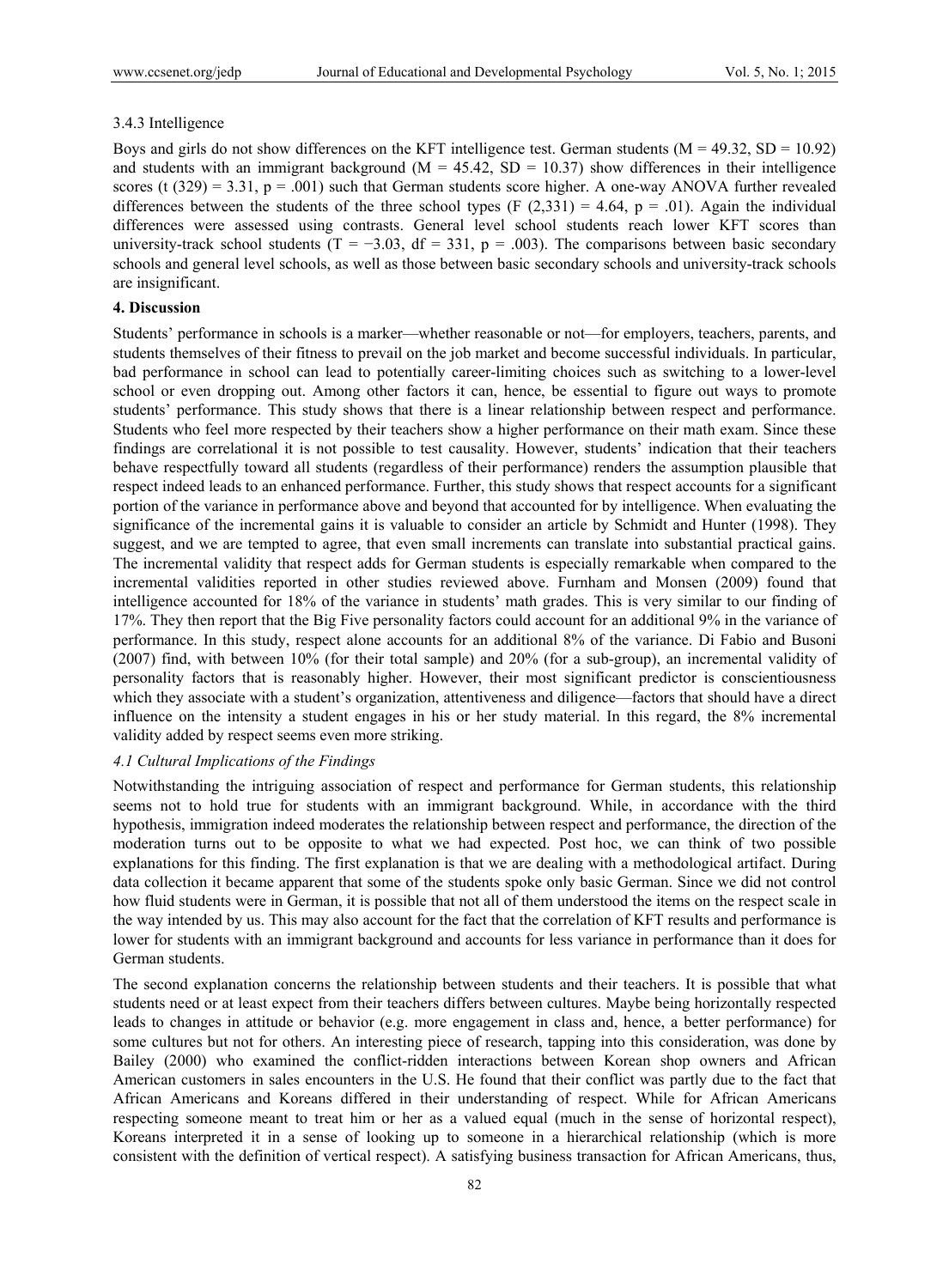### 3.4.3 Intelligence

Boys and girls do not show differences on the KFT intelligence test. German students ($M = 49.32$, $SD = 10.92$) and students with an immigrant background ($M = 45.42$, $SD = 10.37$) show differences in their intelligence scores ($t(329) = 3.31$, $p = .001$) such that German students score higher. A one-way ANOVA further revealed differences between the students of the three school types ($F(2,331) = 4.64$, $p = .01$). Again the individual differences were assessed using contrasts. General level school students reach lower KFT scores than university-track school students ($T = -3.03$, $df = 331$, $p = .003$). The comparisons between basic secondary schools and general level schools, as well as those between basic secondary schools and university-track schools are insignificant.

## 4. Discussion

Students' performance in schools is a marker—whether reasonable or not—for employers, teachers, parents, and students themselves of their fitness to prevail on the job market and become successful individuals. In particular, bad performance in school can lead to potentially career-limiting choices such as switching to a lower-level school or even dropping out. Among other factors it can, hence, be essential to figure out ways to promote students' performance. This study shows that there is a linear relationship between respect and performance. Students who feel more respected by their teachers show a higher performance on their math exam. Since these findings are correlational it is not possible to test causality. However, students' indication that their teachers behave respectfully toward all students (regardless of their performance) renders the assumption plausible that respect indeed leads to an enhanced performance. Further, this study shows that respect accounts for a significant portion of the variance in performance above and beyond that accounted for by intelligence. When evaluating the significance of the incremental gains it is valuable to consider an article by Schmidt and Hunter (1998). They suggest, and we are tempted to agree, that even small increments can translate into substantial practical gains. The incremental validity that respect adds for German students is especially remarkable when compared to the incremental validities reported in other studies reviewed above. Furnham and Monsen (2009) found that intelligence accounted for 18% of the variance in students' math grades. This is very similar to our finding of 17%. They then report that the Big Five personality factors could account for an additional 9% in the variance of performance. In this study, respect alone accounts for an additional 8% of the variance. Di Fabio and Busoni (2007) find, with between 10% (for their total sample) and 20% (for a sub-group), an incremental validity of personality factors that is reasonably higher. However, their most significant predictor is conscientiousness which they associate with a student's organization, attentiveness and diligence—factors that should have a direct influence on the intensity a student engages in his or her study material. In this regard, the 8% incremental validity added by respect seems even more striking.

### *4.1 Cultural Implications of the Findings*

Notwithstanding the intriguing association of respect and performance for German students, this relationship seems not to hold true for students with an immigrant background. While, in accordance with the third hypothesis, immigration indeed moderates the relationship between respect and performance, the direction of the moderation turns out to be opposite to what we had expected. Post hoc, we can think of two possible explanations for this finding. The first explanation is that we are dealing with a methodological artifact. During data collection it became apparent that some of the students spoke only basic German. Since we did not control how fluid students were in German, it is possible that not all of them understood the items on the respect scale in the way intended by us. This may also account for the fact that the correlation of KFT results and performance is lower for students with an immigrant background and accounts for less variance in performance than it does for German students.

The second explanation concerns the relationship between students and their teachers. It is possible that what students need or at least expect from their teachers differs between cultures. Maybe being horizontally respected leads to changes in attitude or behavior (e.g. more engagement in class and, hence, a better performance) for some cultures but not for others. An interesting piece of research, tapping into this consideration, was done by Bailey (2000) who examined the conflict-ridden interactions between Korean shop owners and African American customers in sales encounters in the U.S. He found that their conflict was partly due to the fact that African Americans and Koreans differed in their understanding of respect. While for African Americans respecting someone meant to treat him or her as a valued equal (much in the sense of horizontal respect), Koreans interpreted it in a sense of looking up to someone in a hierarchical relationship (which is more consistent with the definition of vertical respect). A satisfying business transaction for African Americans, thus,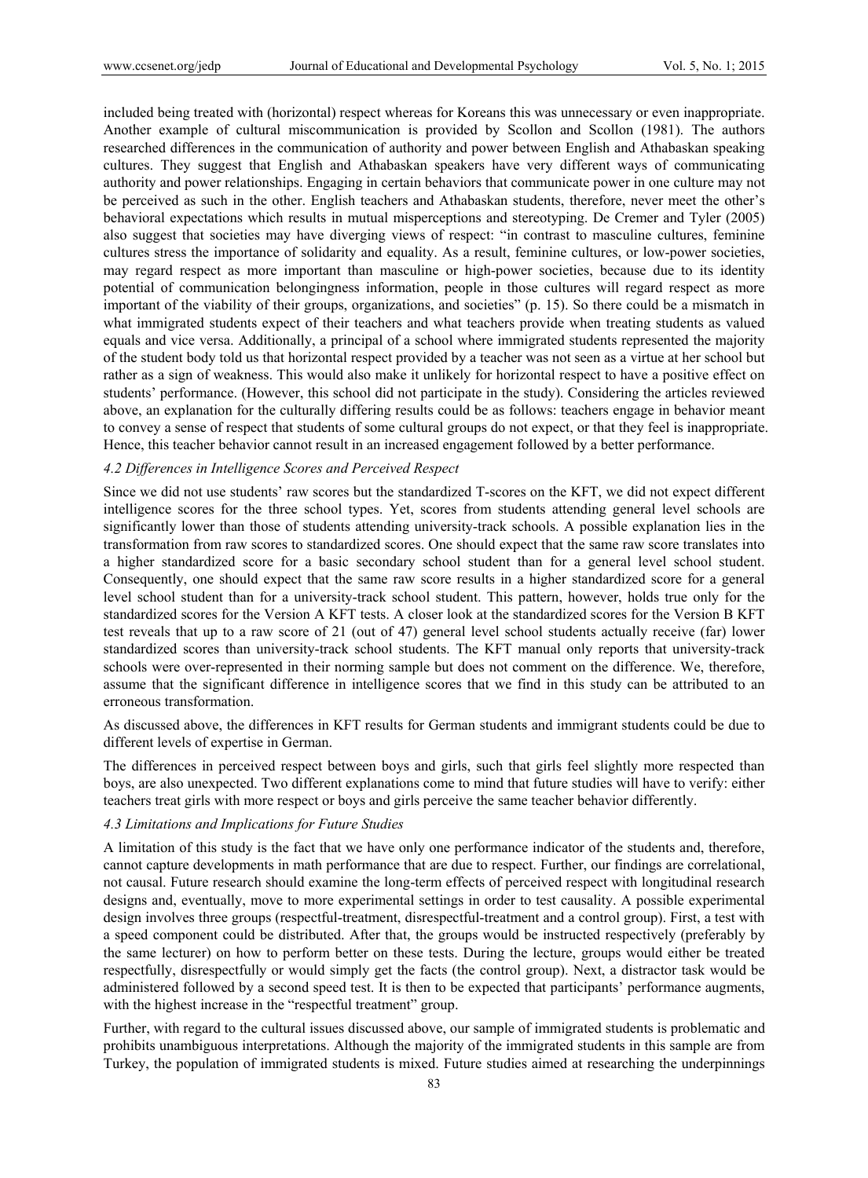included being treated with (horizontal) respect whereas for Koreans this was unnecessary or even inappropriate. Another example of cultural miscommunication is provided by Scollon and Scollon (1981). The authors researched differences in the communication of authority and power between English and Athabaskan speaking cultures. They suggest that English and Athabaskan speakers have very different ways of communicating authority and power relationships. Engaging in certain behaviors that communicate power in one culture may not be perceived as such in the other. English teachers and Athabaskan students, therefore, never meet the other's behavioral expectations which results in mutual misperceptions and stereotyping. De Cremer and Tyler (2005) also suggest that societies may have diverging views of respect: "in contrast to masculine cultures, feminine cultures stress the importance of solidarity and equality. As a result, feminine cultures, or low-power societies, may regard respect as more important than masculine or high-power societies, because due to its identity potential of communication belongingness information, people in those cultures will regard respect as more important of the viability of their groups, organizations, and societies" (p. 15). So there could be a mismatch in what immigrated students expect of their teachers and what teachers provide when treating students as valued equals and vice versa. Additionally, a principal of a school where immigrated students represented the majority of the student body told us that horizontal respect provided by a teacher was not seen as a virtue at her school but rather as a sign of weakness. This would also make it unlikely for horizontal respect to have a positive effect on students' performance. (However, this school did not participate in the study). Considering the articles reviewed above, an explanation for the culturally differing results could be as follows: teachers engage in behavior meant to convey a sense of respect that students of some cultural groups do not expect, or that they feel is inappropriate. Hence, this teacher behavior cannot result in an increased engagement followed by a better performance.

### *4.2 Differences in Intelligence Scores and Perceived Respect*

Since we did not use students' raw scores but the standardized T-scores on the KFT, we did not expect different intelligence scores for the three school types. Yet, scores from students attending general level schools are significantly lower than those of students attending university-track schools. A possible explanation lies in the transformation from raw scores to standardized scores. One should expect that the same raw score translates into a higher standardized score for a basic secondary school student than for a general level school student. Consequently, one should expect that the same raw score results in a higher standardized score for a general level school student than for a university-track school student. This pattern, however, holds true only for the standardized scores for the Version A KFT tests. A closer look at the standardized scores for the Version B KFT test reveals that up to a raw score of 21 (out of 47) general level school students actually receive (far) lower standardized scores than university-track school students. The KFT manual only reports that university-track schools were over-represented in their norming sample but does not comment on the difference. We, therefore, assume that the significant difference in intelligence scores that we find in this study can be attributed to an erroneous transformation.

As discussed above, the differences in KFT results for German students and immigrant students could be due to different levels of expertise in German.

The differences in perceived respect between boys and girls, such that girls feel slightly more respected than boys, are also unexpected. Two different explanations come to mind that future studies will have to verify: either teachers treat girls with more respect or boys and girls perceive the same teacher behavior differently.

### *4.3 Limitations and Implications for Future Studies*

A limitation of this study is the fact that we have only one performance indicator of the students and, therefore, cannot capture developments in math performance that are due to respect. Further, our findings are correlational, not causal. Future research should examine the long-term effects of perceived respect with longitudinal research designs and, eventually, move to more experimental settings in order to test causality. A possible experimental design involves three groups (respectful-treatment, disrespectful-treatment and a control group). First, a test with a speed component could be distributed. After that, the groups would be instructed respectively (preferably by the same lecturer) on how to perform better on these tests. During the lecture, groups would either be treated respectfully, disrespectfully or would simply get the facts (the control group). Next, a distractor task would be administered followed by a second speed test. It is then to be expected that participants' performance augments, with the highest increase in the "respectful treatment" group.

Further, with regard to the cultural issues discussed above, our sample of immigrated students is problematic and prohibits unambiguous interpretations. Although the majority of the immigrated students in this sample are from Turkey, the population of immigrated students is mixed. Future studies aimed at researching the underpinnings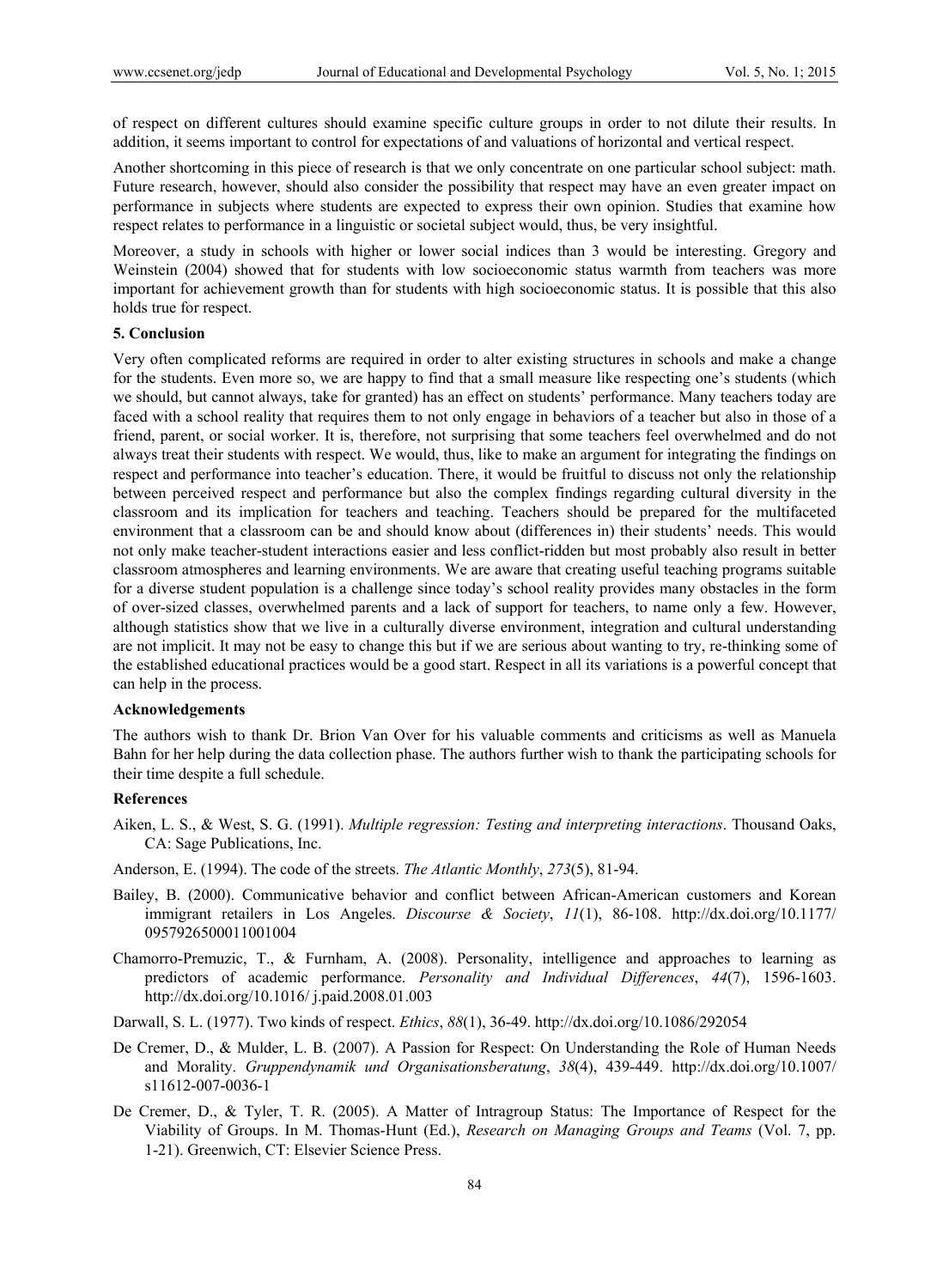of respect on different cultures should examine specific culture groups in order to not dilute their results. In addition, it seems important to control for expectations of and valuations of horizontal and vertical respect.

Another shortcoming in this piece of research is that we only concentrate on one particular school subject: math. Future research, however, should also consider the possibility that respect may have an even greater impact on performance in subjects where students are expected to express their own opinion. Studies that examine how respect relates to performance in a linguistic or societal subject would, thus, be very insightful.

Moreover, a study in schools with higher or lower social indices than 3 would be interesting. Gregory and Weinstein (2004) showed that for students with low socioeconomic status warmth from teachers was more important for achievement growth than for students with high socioeconomic status. It is possible that this also holds true for respect.

### 5. Conclusion

Very often complicated reforms are required in order to alter existing structures in schools and make a change for the students. Even more so, we are happy to find that a small measure like respecting one's students (which we should, but cannot always, take for granted) has an effect on students' performance. Many teachers today are faced with a school reality that requires them to not only engage in behaviors of a teacher but also in those of a friend, parent, or social worker. It is, therefore, not surprising that some teachers feel overwhelmed and do not always treat their students with respect. We would, thus, like to make an argument for integrating the findings on respect and performance into teacher's education. There, it would be fruitful to discuss not only the relationship between perceived respect and performance but also the complex findings regarding cultural diversity in the classroom and its implication for teachers and teaching. Teachers should be prepared for the multifaceted environment that a classroom can be and should know about (differences in) their students' needs. This would not only make teacher-student interactions easier and less conflict-ridden but most probably also result in better classroom atmospheres and learning environments. We are aware that creating useful teaching programs suitable for a diverse student population is a challenge since today's school reality provides many obstacles in the form of over-sized classes, overwhelmed parents and a lack of support for teachers, to name only a few. However, although statistics show that we live in a culturally diverse environment, integration and cultural understanding are not implicit. It may not be easy to change this but if we are serious about wanting to try, re-thinking some of the established educational practices would be a good start. Respect in all its variations is a powerful concept that can help in the process.

### Acknowledgements

The authors wish to thank Dr. Brion Van Over for his valuable comments and criticisms as well as Manuela Bahn for her help during the data collection phase. The authors further wish to thank the participating schools for their time despite a full schedule.

### References

Aiken, L. S., & West, S. G. (1991). *Multiple regression: Testing and interpreting interactions*. Thousand Oaks, CA: Sage Publications, Inc.

Anderson, E. (1994). The code of the streets. *The Atlantic Monthly*, *273*(5), 81-94.

Bailey, B. (2000). Communicative behavior and conflict between African-American customers and Korean immigrant retailers in Los Angeles. *Discourse & Society*, *11*(1), 86-108. http://dx.doi.org/10.1177/0957926500011001004

Chamorro-Premuzic, T., & Furnham, A. (2008). Personality, intelligence and approaches to learning as predictors of academic performance. *Personality and Individual Differences*, *44*(7), 1596-1603. http://dx.doi.org/10.1016/ j.paid.2008.01.003

Darwall, S. L. (1977). Two kinds of respect. *Ethics*, *88*(1), 36-49. http://dx.doi.org/10.1086/292054

De Cremer, D., & Mulder, L. B. (2007). A Passion for Respect: On Understanding the Role of Human Needs and Morality. *Gruppendynamik und Organisationsberatung*, *38*(4), 439-449. http://dx.doi.org/10.1007/s11612-007-0036-1

De Cremer, D., & Tyler, T. R. (2005). A Matter of Intragroup Status: The Importance of Respect for the Viability of Groups. In M. Thomas-Hunt (Ed.), *Research on Managing Groups and Teams* (Vol. 7, pp. 1-21). Greenwich, CT: Elsevier Science Press.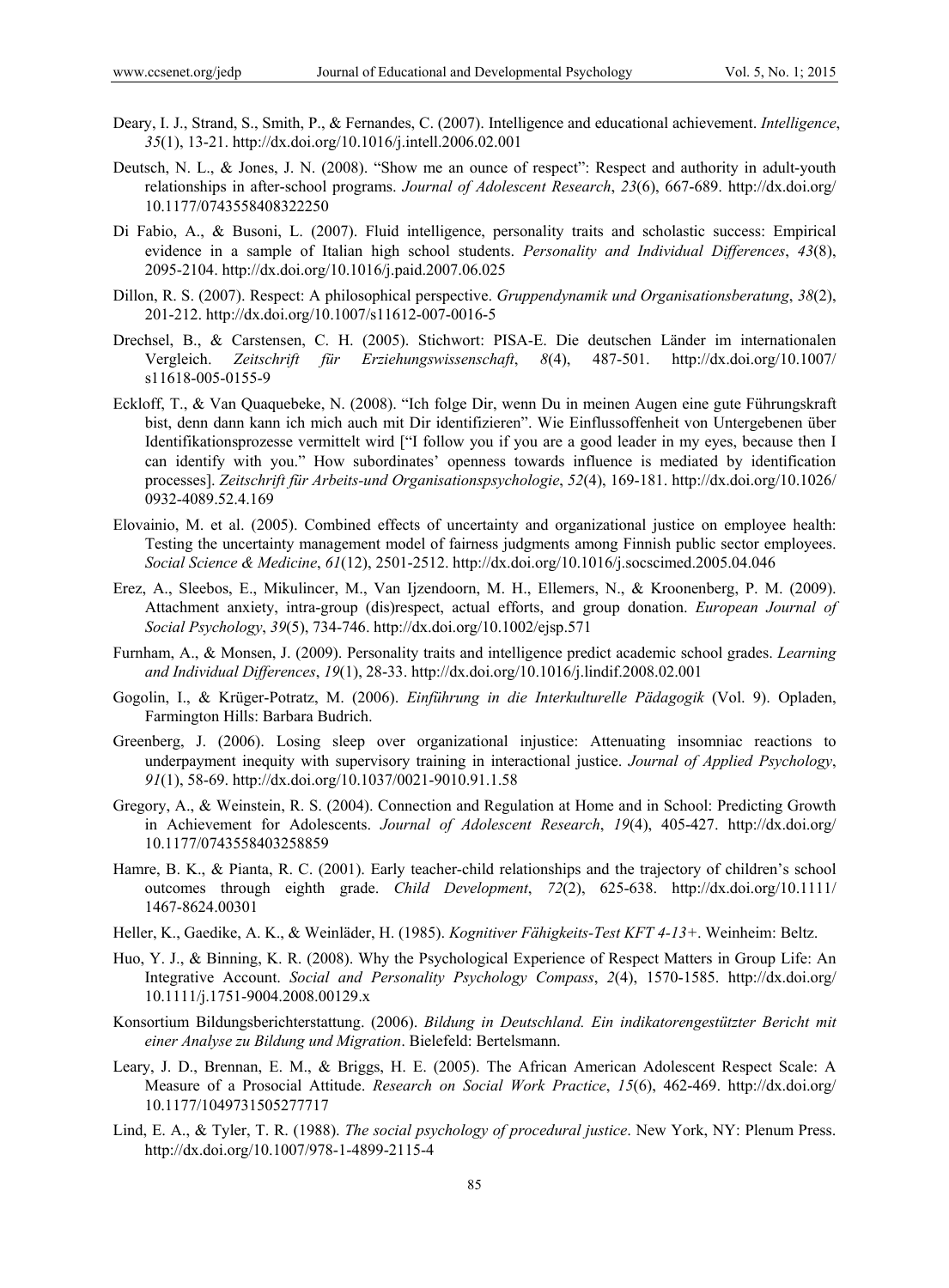Deary, I. J., Strand, S., Smith, P., & Fernandes, C. (2007). Intelligence and educational achievement. *Intelligence*, *35*(1), 13-21. http://dx.doi.org/10.1016/j.intell.2006.02.001

Deutsch, N. L., & Jones, J. N. (2008). "Show me an ounce of respect": Respect and authority in adult-youth relationships in after-school programs. *Journal of Adolescent Research*, *23*(6), 667-689. http://dx.doi.org/10.1177/0743558408322250

Di Fabio, A., & Busoni, L. (2007). Fluid intelligence, personality traits and scholastic success: Empirical evidence in a sample of Italian high school students. *Personality and Individual Differences*, *43*(8), 2095-2104. http://dx.doi.org/10.1016/j.paid.2007.06.025

Dillon, R. S. (2007). Respect: A philosophical perspective. *Gruppendynamik und Organisationsberatung*, *38*(2), 201-212. http://dx.doi.org/10.1007/s11612-007-0016-5

Drechsel, B., & Carstensen, C. H. (2005). Stichwort: PISA-E. Die deutschen Länder im internationalen Vergleich. *Zeitschrift für Erziehungswissenschaft*, *8*(4), 487-501. http://dx.doi.org/10.1007/s11618-005-0155-9

Eckloff, T., & Van Quaquebeke, N. (2008). "Ich folge Dir, wenn Du in meinen Augen eine gute Führungskraft bist, denn dann kann ich mich auch mit Dir identifizieren". Wie Einflussoffenheit von Untergebenen über Identifikationsprozesse vermittelt wird ["I follow you if you are a good leader in my eyes, because then I can identify with you." How subordinates' openness towards influence is mediated by identification processes]. *Zeitschrift für Arbeits-und Organisationspsychologie*, *52*(4), 169-181. http://dx.doi.org/10.1026/0932-4089.52.4.169

Elovainio, M. et al. (2005). Combined effects of uncertainty and organizational justice on employee health: Testing the uncertainty management model of fairness judgments among Finnish public sector employees. *Social Science & Medicine*, *61*(12), 2501-2512. http://dx.doi.org/10.1016/j.socscimed.2005.04.046

Erez, A., Sleebos, E., Mikulincer, M., Van Ijzendoorn, M. H., Ellemers, N., & Kroonenberg, P. M. (2009). Attachment anxiety, intra-group (dis)respect, actual efforts, and group donation. *European Journal of Social Psychology*, *39*(5), 734-746. http://dx.doi.org/10.1002/ejsp.571

Furnham, A., & Monsen, J. (2009). Personality traits and intelligence predict academic school grades. *Learning and Individual Differences*, *19*(1), 28-33. http://dx.doi.org/10.1016/j.lindif.2008.02.001

Gogolin, I., & Krüger-Potratz, M. (2006). *Einführung in die Interkulturelle Pädagogik* (Vol. 9). Opladen, Farmington Hills: Barbara Budrich.

Greenberg, J. (2006). Losing sleep over organizational injustice: Attenuating insomniac reactions to underpayment inequity with supervisory training in interactional justice. *Journal of Applied Psychology*, *91*(1), 58-69. http://dx.doi.org/10.1037/0021-9010.91.1.58

Gregory, A., & Weinstein, R. S. (2004). Connection and Regulation at Home and in School: Predicting Growth in Achievement for Adolescents. *Journal of Adolescent Research*, *19*(4), 405-427. http://dx.doi.org/10.1177/0743558403258859

Hamre, B. K., & Pianta, R. C. (2001). Early teacher-child relationships and the trajectory of children's school outcomes through eighth grade. *Child Development*, *72*(2), 625-638. http://dx.doi.org/10.1111/1467-8624.00301

Heller, K., Gaedike, A. K., & Weinläder, H. (1985). *Kognitiver Fähigkeits-Test KFT 4-13+*. Weinheim: Beltz.

Huo, Y. J., & Binning, K. R. (2008). Why the Psychological Experience of Respect Matters in Group Life: An Integrative Account. *Social and Personality Psychology Compass*, *2*(4), 1570-1585. http://dx.doi.org/10.1111/j.1751-9004.2008.00129.x

Konsortium Bildungsberichterstattung. (2006). *Bildung in Deutschland. Ein indikatorengestützter Bericht mit einer Analyse zu Bildung und Migration*. Bielefeld: Bertelsmann.

Leary, J. D., Brennan, E. M., & Briggs, H. E. (2005). The African American Adolescent Respect Scale: A Measure of a Prosocial Attitude. *Research on Social Work Practice*, *15*(6), 462-469. http://dx.doi.org/10.1177/1049731505277717

Lind, E. A., & Tyler, T. R. (1988). *The social psychology of procedural justice*. New York, NY: Plenum Press. http://dx.doi.org/10.1007/978-1-4899-2115-4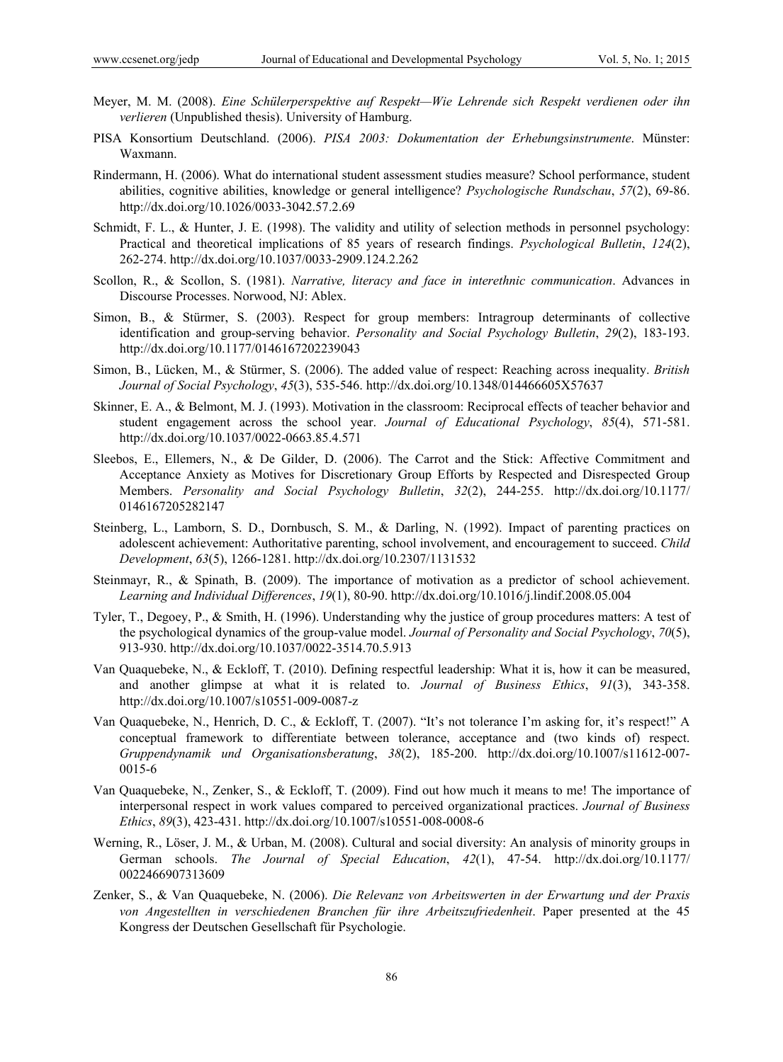Meyer, M. M. (2008). *Eine Schülerperspektive auf Respekt—Wie Lehrende sich Respekt verdienen oder ihn verlieren* (Unpublished thesis). University of Hamburg.

PISA Konsortium Deutschland. (2006). *PISA 2003: Dokumentation der Erhebungsinstrumente*. Münster: Waxmann.

Rindermann, H. (2006). What do international student assessment studies measure? School performance, student abilities, cognitive abilities, knowledge or general intelligence? *Psychologische Rundschau*, *57*(2), 69-86. http://dx.doi.org/10.1026/0033-3042.57.2.69

Schmidt, F. L., & Hunter, J. E. (1998). The validity and utility of selection methods in personnel psychology: Practical and theoretical implications of 85 years of research findings. *Psychological Bulletin*, *124*(2), 262-274. http://dx.doi.org/10.1037/0033-2909.124.2.262

Scollon, R., & Scollon, S. (1981). *Narrative, literacy and face in interethnic communication*. Advances in Discourse Processes. Norwood, NJ: Ablex.

Simon, B., & Stürmer, S. (2003). Respect for group members: Intragroup determinants of collective identification and group-serving behavior. *Personality and Social Psychology Bulletin*, *29*(2), 183-193. http://dx.doi.org/10.1177/0146167202239043

Simon, B., Lücken, M., & Stürmer, S. (2006). The added value of respect: Reaching across inequality. *British Journal of Social Psychology*, *45*(3), 535-546. http://dx.doi.org/10.1348/014466605X57637

Skinner, E. A., & Belmont, M. J. (1993). Motivation in the classroom: Reciprocal effects of teacher behavior and student engagement across the school year. *Journal of Educational Psychology*, *85*(4), 571-581. http://dx.doi.org/10.1037/0022-0663.85.4.571

Sleebos, E., Ellemers, N., & De Gilder, D. (2006). The Carrot and the Stick: Affective Commitment and Acceptance Anxiety as Motives for Discretionary Group Efforts by Respected and Disrespected Group Members. *Personality and Social Psychology Bulletin*, *32*(2), 244-255. http://dx.doi.org/10.1177/0146167205282147

Steinberg, L., Lamborn, S. D., Dornbusch, S. M., & Darling, N. (1992). Impact of parenting practices on adolescent achievement: Authoritative parenting, school involvement, and encouragement to succeed. *Child Development*, *63*(5), 1266-1281. http://dx.doi.org/10.2307/1131532

Steinmayr, R., & Spinath, B. (2009). The importance of motivation as a predictor of school achievement. *Learning and Individual Differences*, *19*(1), 80-90. http://dx.doi.org/10.1016/j.lindif.2008.05.004

Tyler, T., Degoey, P., & Smith, H. (1996). Understanding why the justice of group procedures matters: A test of the psychological dynamics of the group-value model. *Journal of Personality and Social Psychology*, *70*(5), 913-930. http://dx.doi.org/10.1037/0022-3514.70.5.913

Van Quaquebeke, N., & Eckloff, T. (2010). Defining respectful leadership: What it is, how it can be measured, and another glimpse at what it is related to. *Journal of Business Ethics*, *91*(3), 343-358. http://dx.doi.org/10.1007/s10551-009-0087-z

Van Quaquebeke, N., Henrich, D. C., & Eckloff, T. (2007). "It's not tolerance I'm asking for, it's respect!" A conceptual framework to differentiate between tolerance, acceptance and (two kinds of) respect. *Gruppendynamik und Organisationsberatung*, *38*(2), 185-200. http://dx.doi.org/10.1007/s11612-007-0015-6

Van Quaquebeke, N., Zenker, S., & Eckloff, T. (2009). Find out how much it means to me! The importance of interpersonal respect in work values compared to perceived organizational practices. *Journal of Business Ethics*, *89*(3), 423-431. http://dx.doi.org/10.1007/s10551-008-0008-6

Werning, R., Löser, J. M., & Urban, M. (2008). Cultural and social diversity: An analysis of minority groups in German schools. *The Journal of Special Education*, *42*(1), 47-54. http://dx.doi.org/10.1177/0022466907313609

Zenker, S., & Van Quaquebeke, N. (2006). *Die Relevanz von Arbeitswerten in der Erwartung und der Praxis von Angestellten in verschiedenen Branchen für ihre Arbeitszufriedenheit*. Paper presented at the 45 Kongress der Deutschen Gesellschaft für Psychologie.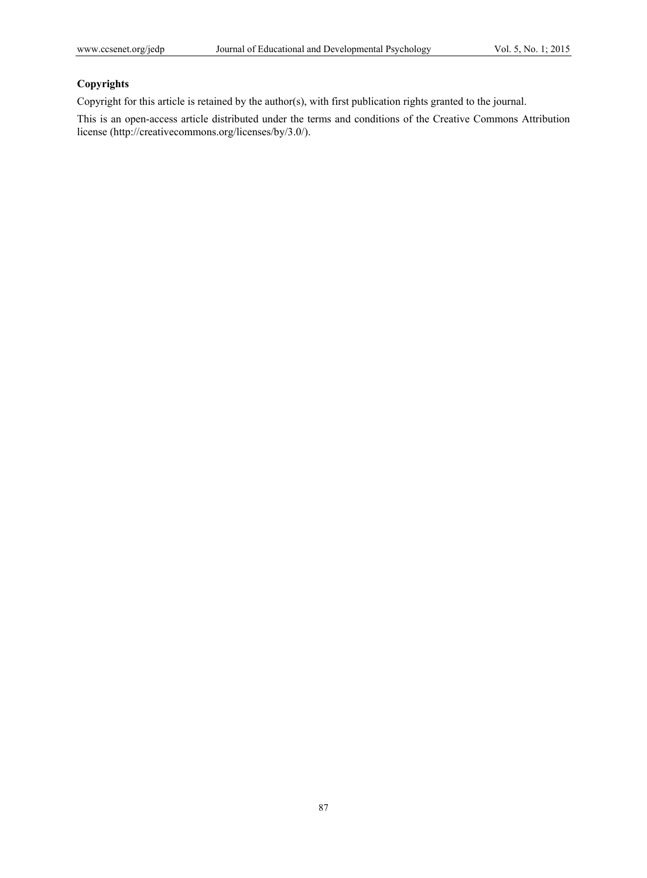**Copyrights**

Copyright for this article is retained by the author(s), with first publication rights granted to the journal.

This is an open-access article distributed under the terms and conditions of the Creative Commons Attribution license (http://creativecommons.org/licenses/by/3.0/).